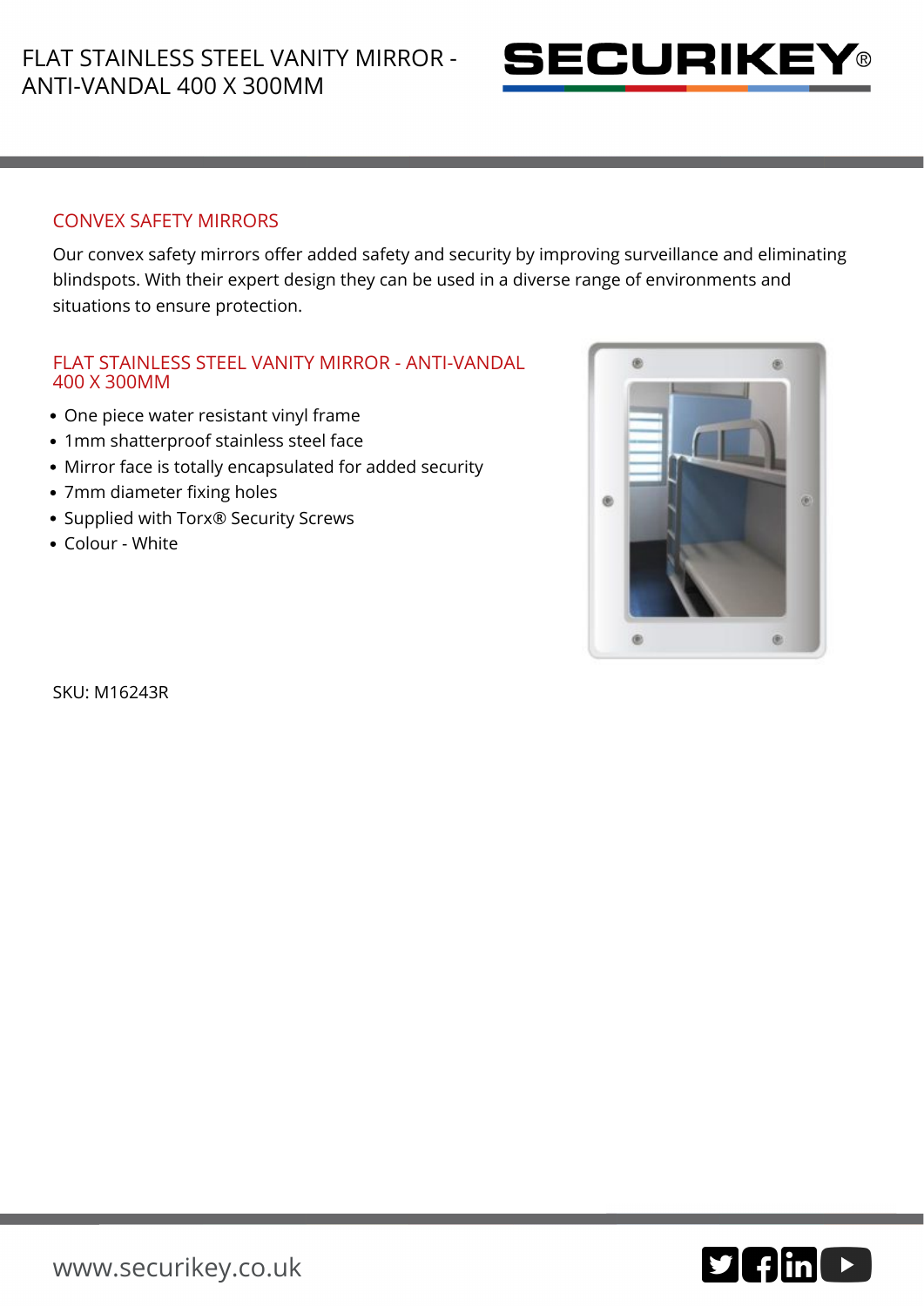# FLAT STAINLESS STEEL VANITY MIRROR - ANTI-VANDAL 400 X 300MM

## CONVEX SAFETY MIRRORS

Our convex safety mirrors offer added safety and security by improving surveillance and eliminating blindspots. With their expert design they can be used in a diverse range of environments and situations to ensure protection.

## FLAT STAINLESS STEEL VANITY MIRROR - ANTI-VANDAL 400 X 300MM

- One piece water resistant vinyl frame
- 1mm shatterproof stainless steel face
- Mirror face is totally encapsulated for added security
- 7mm diameter fixing holes
- Supplied with Torx® Security Screws
- Colour - White

SKU: M16243R

www.securikey.co.uk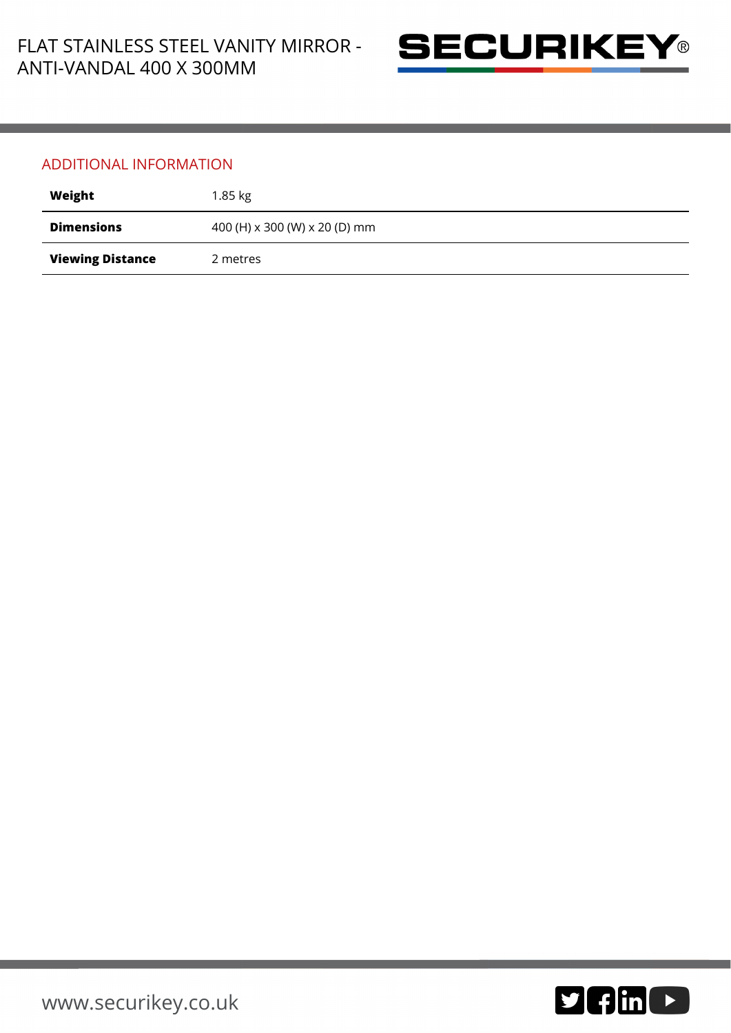## ADDITIONAL INFORMATION

| | |
|---|---|
| **Weight** | 1.85 kg |
| **Dimensions** | 400 (H) x 300 (W) x 20 (D) mm |
| **Viewing Distance** | 2 metres |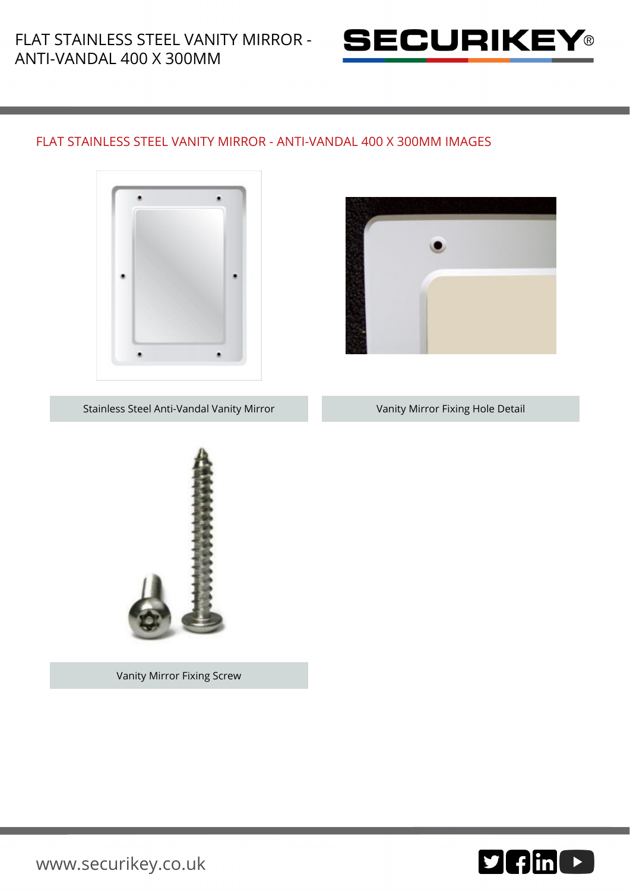## FLAT STAINLESS STEEL VANITY MIRROR - ANTI-VANDAL 400 X 300MM IMAGES

Stainless Steel Anti-Vandal Vanity Mirror

Vanity Mirror Fixing Hole Detail

Vanity Mirror Fixing Screw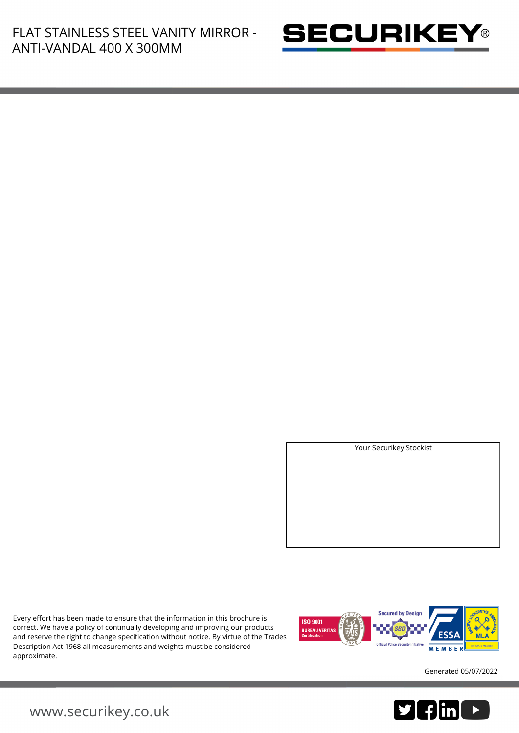# FLAT STAINLESS STEEL VANITY MIRROR - ANTI-VANDAL 400 X 300MM

Your Securikey Stockist

Every effort has been made to ensure that the information in this brochure is correct. We have a policy of continually developing and improving our products and reserve the right to change specification without notice. By virtue of the Trades Description Act 1968 all measurements and weights must be considered approximate.

Generated 05/07/2022

www.securikey.co.uk